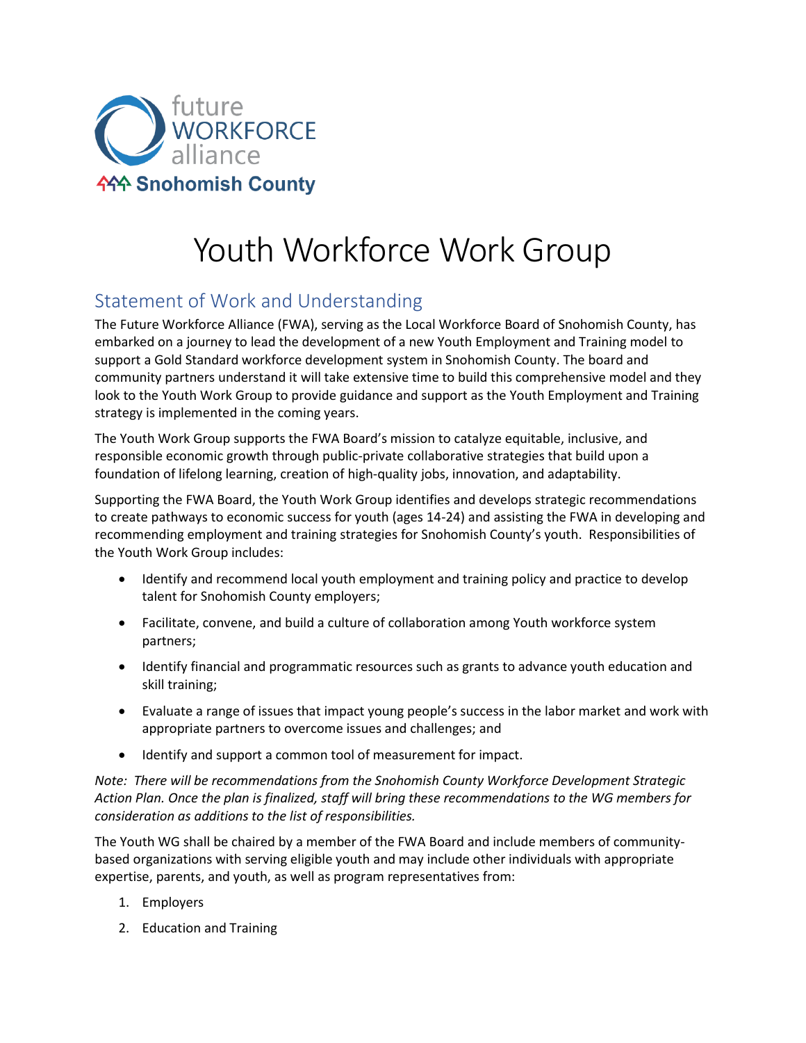future WORKFORCE alliance

Snohomish County

# Youth Workforce Work Group

## Statement of Work and Understanding

The Future Workforce Alliance (FWA), serving as the Local Workforce Board of Snohomish County, has embarked on a journey to lead the development of a new Youth Employment and Training model to support a Gold Standard workforce development system in Snohomish County. The board and community partners understand it will take extensive time to build this comprehensive model and they look to the Youth Work Group to provide guidance and support as the Youth Employment and Training strategy is implemented in the coming years.

The Youth Work Group supports the FWA Board's mission to catalyze equitable, inclusive, and responsible economic growth through public-private collaborative strategies that build upon a foundation of lifelong learning, creation of high-quality jobs, innovation, and adaptability.

Supporting the FWA Board, the Youth Work Group identifies and develops strategic recommendations to create pathways to economic success for youth (ages 14-24) and assisting the FWA in developing and recommending employment and training strategies for Snohomish County's youth. Responsibilities of the Youth Work Group includes:

- Identify and recommend local youth employment and training policy and practice to develop talent for Snohomish County employers;
- Facilitate, convene, and build a culture of collaboration among Youth workforce system partners;
- Identify financial and programmatic resources such as grants to advance youth education and skill training;
- Evaluate a range of issues that impact young people's success in the labor market and work with appropriate partners to overcome issues and challenges; and
- Identify and support a common tool of measurement for impact.

*Note: There will be recommendations from the Snohomish County Workforce Development Strategic Action Plan. Once the plan is finalized, staff will bring these recommendations to the WG members for consideration as additions to the list of responsibilities.*

The Youth WG shall be chaired by a member of the FWA Board and include members of community-based organizations with serving eligible youth and may include other individuals with appropriate expertise, parents, and youth, as well as program representatives from:

1. Employers
2. Education and Training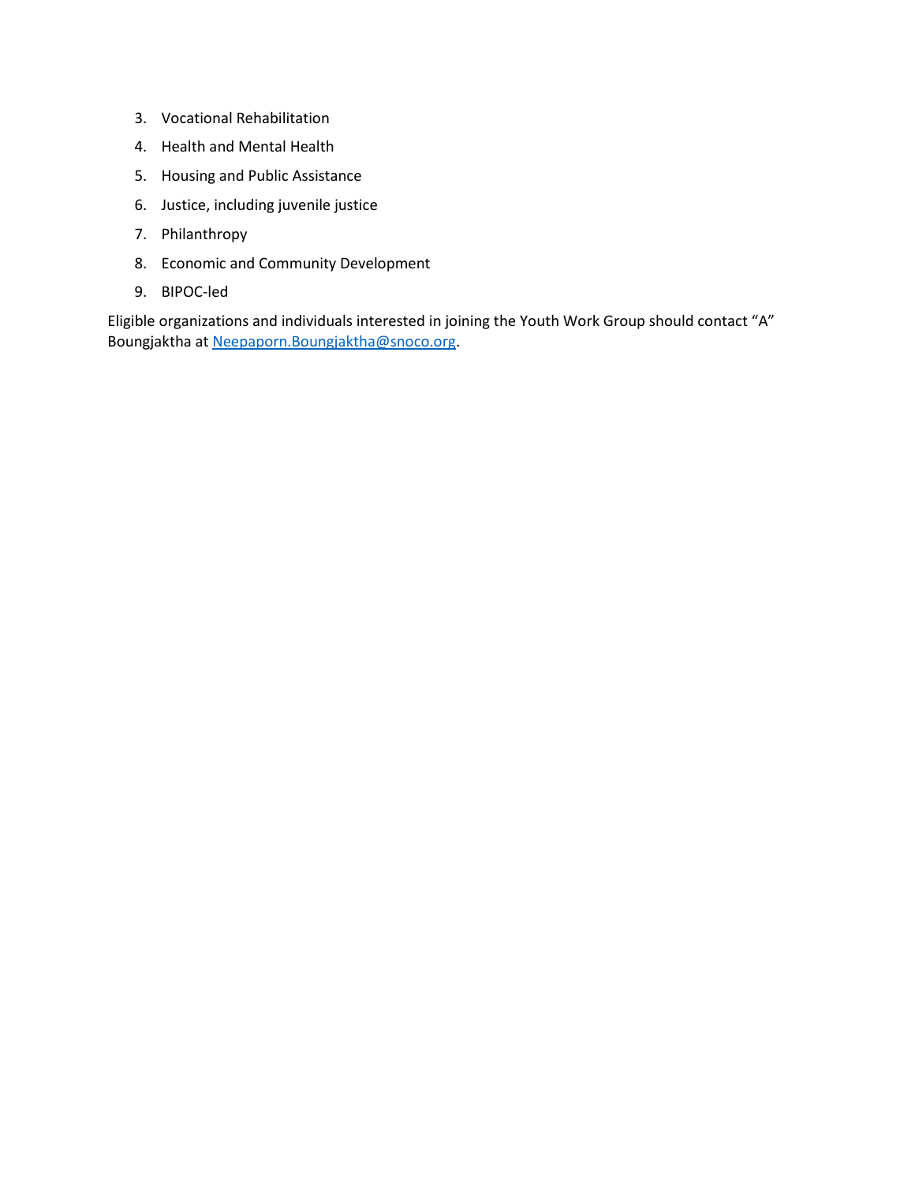3. Vocational Rehabilitation
4. Health and Mental Health
5. Housing and Public Assistance
6. Justice, including juvenile justice
7. Philanthropy
8. Economic and Community Development
9. BIPOC-led

Eligible organizations and individuals interested in joining the Youth Work Group should contact "A" Boungjaktha at Neepaporn.Boungjaktha@snoco.org.